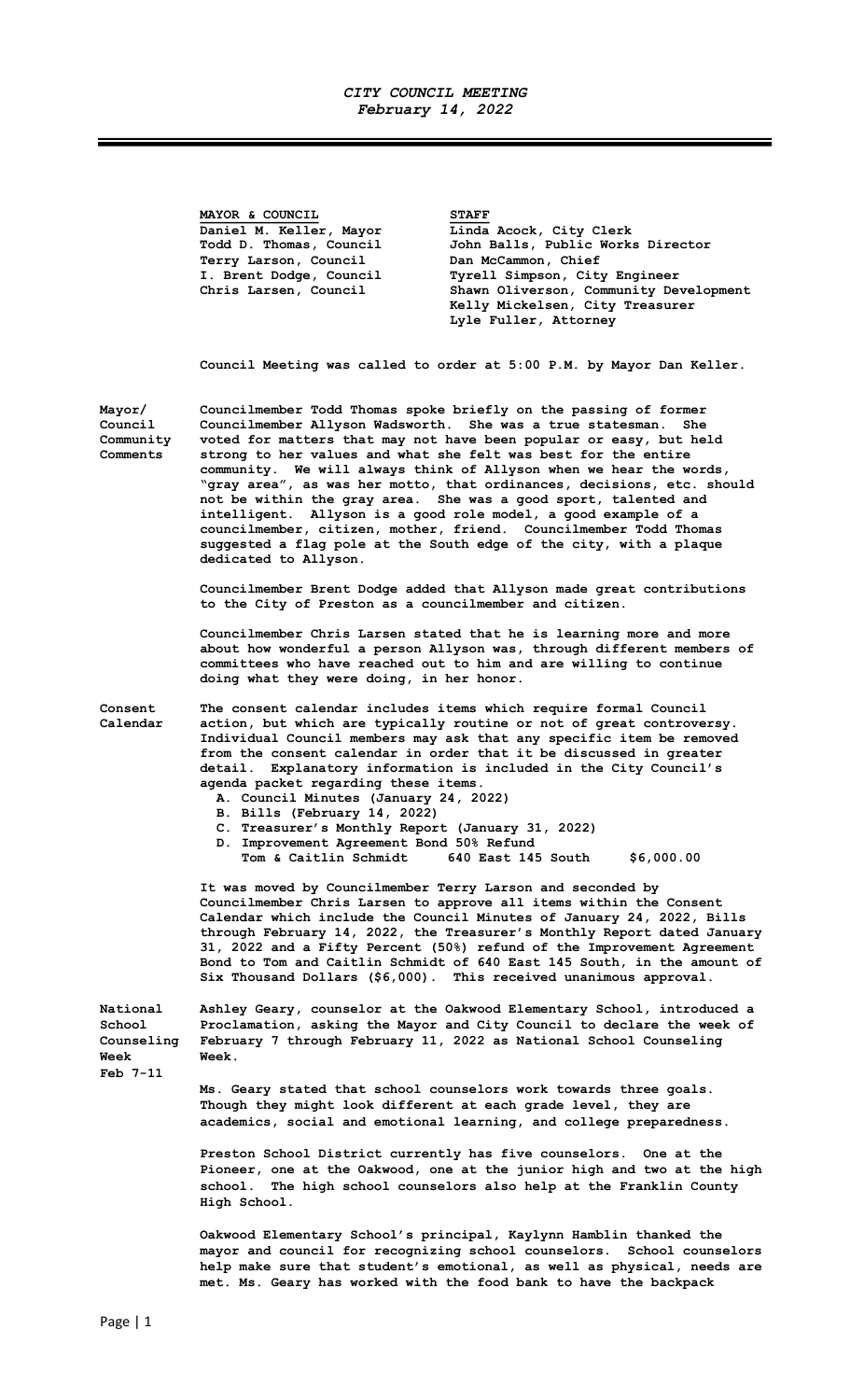# *CITY COUNCIL MEETING*
## *February 14, 2022*

| MAYOR & COUNCIL | STAFF |
|---|---|
| Daniel M. Keller, Mayor | Linda Acock, City Clerk |
| Todd D. Thomas, Council | John Balls, Public Works Director |
| Terry Larson, Council | Dan McCammon, Chief |
| I. Brent Dodge, Council | Tyrell Simpson, City Engineer |
| Chris Larsen, Council | Shawn Oliverson, Community Development |
| | Kelly Mickelsen, City Treasurer |
| | Lyle Fuller, Attorney |

**Council Meeting was called to order at 5:00 P.M. by Mayor Dan Keller.**

**Mayor/ Council Community Comments**

**Councilmember Todd Thomas spoke briefly on the passing of former Councilmember Allyson Wadsworth. She was a true statesman. She voted for matters that may not have been popular or easy, but held strong to her values and what she felt was best for the entire community. We will always think of Allyson when we hear the words, "gray area", as was her motto, that ordinances, decisions, etc. should not be within the gray area. She was a good sport, talented and intelligent. Allyson is a good role model, a good example of a councilmember, citizen, mother, friend. Councilmember Todd Thomas suggested a flag pole at the South edge of the city, with a plaque dedicated to Allyson.**

**Councilmember Brent Dodge added that Allyson made great contributions to the City of Preston as a councilmember and citizen.**

**Councilmember Chris Larsen stated that he is learning more and more about how wonderful a person Allyson was, through different members of committees who have reached out to him and are willing to continue doing what they were doing, in her honor.**

**Consent Calendar**

**The consent calendar includes items which require formal Council action, but which are typically routine or not of great controversy. Individual Council members may ask that any specific item be removed from the consent calendar in order that it be discussed in greater detail. Explanatory information is included in the City Council's agenda packet regarding these items.**

**A. Council Minutes (January 24, 2022)**
**B. Bills (February 14, 2022)**
**C. Treasurer's Monthly Report (January 31, 2022)**
**D. Improvement Agreement Bond 50% Refund**
**Tom & Caitlin Schmidt 640 East 145 South $6,000.00**

**It was moved by Councilmember Terry Larson and seconded by Councilmember Chris Larsen to approve all items within the Consent Calendar which include the Council Minutes of January 24, 2022, Bills through February 14, 2022, the Treasurer's Monthly Report dated January 31, 2022 and a Fifty Percent (50%) refund of the Improvement Agreement Bond to Tom and Caitlin Schmidt of 640 East 145 South, in the amount of Six Thousand Dollars ($6,000). This received unanimous approval.**

**National School Counseling Week Feb 7-11**

**Ashley Geary, counselor at the Oakwood Elementary School, introduced a Proclamation, asking the Mayor and City Council to declare the week of February 7 through February 11, 2022 as National School Counseling Week.**

**Ms. Geary stated that school counselors work towards three goals. Though they might look different at each grade level, they are academics, social and emotional learning, and college preparedness.**

**Preston School District currently has five counselors. One at the Pioneer, one at the Oakwood, one at the junior high and two at the high school. The high school counselors also help at the Franklin County High School.**

**Oakwood Elementary School's principal, Kaylynn Hamblin thanked the mayor and council for recognizing school counselors. School counselors help make sure that student's emotional, as well as physical, needs are met. Ms. Geary has worked with the food bank to have the backpack**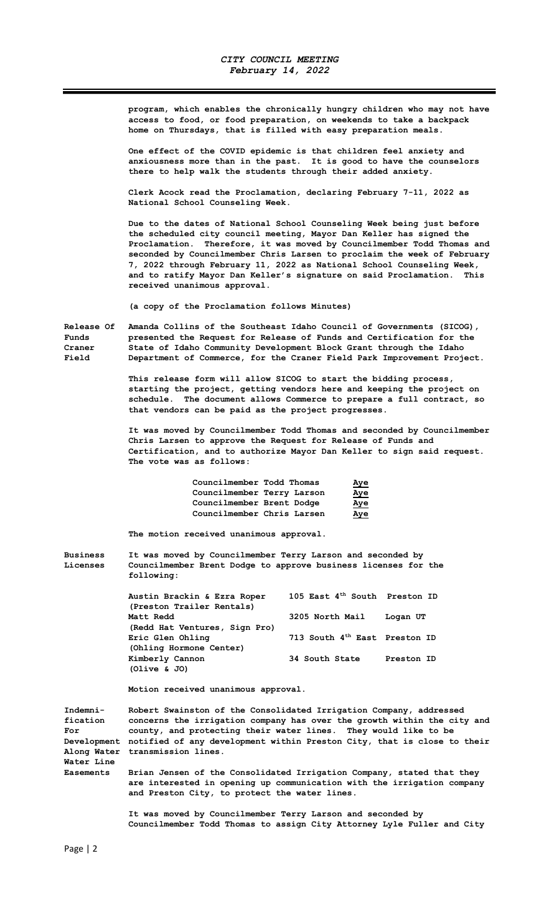program, which enables the chronically hungry children who may not have access to food, or food preparation, on weekends to take a backpack home on Thursdays, that is filled with easy preparation meals.

One effect of the COVID epidemic is that children feel anxiety and anxiousness more than in the past. It is good to have the counselors there to help walk the students through their added anxiety.

Clerk Acock read the Proclamation, declaring February 7-11, 2022 as National School Counseling Week.

Due to the dates of National School Counseling Week being just before the scheduled city council meeting, Mayor Dan Keller has signed the Proclamation. Therefore, it was moved by Councilmember Todd Thomas and seconded by Councilmember Chris Larsen to proclaim the week of February 7, 2022 through February 11, 2022 as National School Counseling Week, and to ratify Mayor Dan Keller's signature on said Proclamation. This received unanimous approval.

(a copy of the Proclamation follows Minutes)

**Release Of Funds Craner Field**

Amanda Collins of the Southeast Idaho Council of Governments (SICOG), presented the Request for Release of Funds and Certification for the State of Idaho Community Development Block Grant through the Idaho Department of Commerce, for the Craner Field Park Improvement Project.

This release form will allow SICOG to start the bidding process, starting the project, getting vendors here and keeping the project on schedule. The document allows Commerce to prepare a full contract, so that vendors can be paid as the project progresses.

It was moved by Councilmember Todd Thomas and seconded by Councilmember Chris Larsen to approve the Request for Release of Funds and Certification, and to authorize Mayor Dan Keller to sign said request. The vote was as follows:

| | |
|---|---|
| Councilmember Todd Thomas | Aye |
| Councilmember Terry Larson | Aye |
| Councilmember Brent Dodge | Aye |
| Councilmember Chris Larsen | Aye |

The motion received unanimous approval.

**Business Licenses**

It was moved by Councilmember Terry Larson and seconded by Councilmember Brent Dodge to approve business licenses for the following:

| | | |
|---|---|---|
| Austin Brackin & Ezra Roper (Preston Trailer Rentals) | 105 East 4th South | Preston ID |
| Matt Redd (Redd Hat Ventures, Sign Pro) | 3205 North Mail | Logan UT |
| Eric Glen Ohling (Ohling Hormone Center) | 713 South 4th East | Preston ID |
| Kimberly Cannon (Olive & JO) | 34 South State | Preston ID |

Motion received unanimous approval.

**Indemnification For Development Along Water Water Line Easements**

Robert Swainston of the Consolidated Irrigation Company, addressed concerns the irrigation company has over the growth within the city and county, and protecting their water lines. They would like to be notified of any development within Preston City, that is close to their transmission lines.

Brian Jensen of the Consolidated Irrigation Company, stated that they are interested in opening up communication with the irrigation company and Preston City, to protect the water lines.

It was moved by Councilmember Terry Larson and seconded by Councilmember Todd Thomas to assign City Attorney Lyle Fuller and City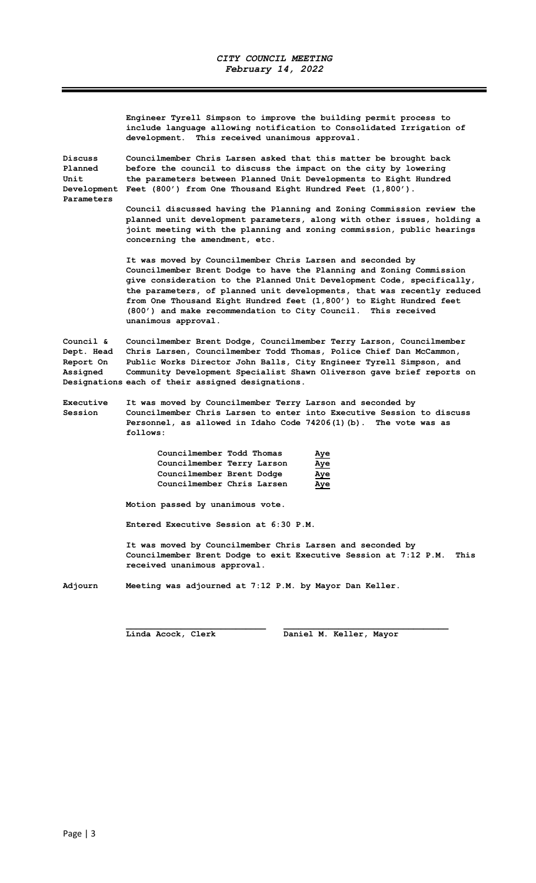Engineer Tyrell Simpson to improve the building permit process to include language allowing notification to Consolidated Irrigation of development. This received unanimous approval.

**Discuss Planned Unit Development Parameters**

Councilmember Chris Larsen asked that this matter be brought back before the council to discuss the impact on the city by lowering the parameters between Planned Unit Developments to Eight Hundred Feet (800') from One Thousand Eight Hundred Feet (1,800').

Council discussed having the Planning and Zoning Commission review the planned unit development parameters, along with other issues, holding a joint meeting with the planning and zoning commission, public hearings concerning the amendment, etc.

It was moved by Councilmember Chris Larsen and seconded by Councilmember Brent Dodge to have the Planning and Zoning Commission give consideration to the Planned Unit Development Code, specifically, the parameters, of planned unit developments, that was recently reduced from One Thousand Eight Hundred feet (1,800') to Eight Hundred feet (800') and make recommendation to City Council. This received unanimous approval.

**Council & Dept. Head Report On Assigned Designations**

Councilmember Brent Dodge, Councilmember Terry Larson, Councilmember Chris Larsen, Councilmember Todd Thomas, Police Chief Dan McCammon, Public Works Director John Balls, City Engineer Tyrell Simpson, and Community Development Specialist Shawn Oliverson gave brief reports on each of their assigned designations.

**Executive Session**

It was moved by Councilmember Terry Larson and seconded by Councilmember Chris Larsen to enter into Executive Session to discuss Personnel, as allowed in Idaho Code 74206(1)(b). The vote was as follows:

| | |
|---|---|
| Councilmember Todd Thomas | Aye |
| Councilmember Terry Larson | Aye |
| Councilmember Brent Dodge | Aye |
| Councilmember Chris Larsen | Aye |

Motion passed by unanimous vote.

Entered Executive Session at 6:30 P.M.

It was moved by Councilmember Chris Larsen and seconded by Councilmember Brent Dodge to exit Executive Session at 7:12 P.M. This received unanimous approval.

**Adjourn**

Meeting was adjourned at 7:12 P.M. by Mayor Dan Keller.

\_\_\_\_\_\_\_\_\_\_\_\_\_\_\_\_\_\_\_\_\_\_\_\_\_\_ \_\_\_\_\_\_\_\_\_\_\_\_\_\_\_\_\_\_\_\_\_\_\_\_\_\_\_\_\_\_

Linda Acock, Clerk Daniel M. Keller, Mayor